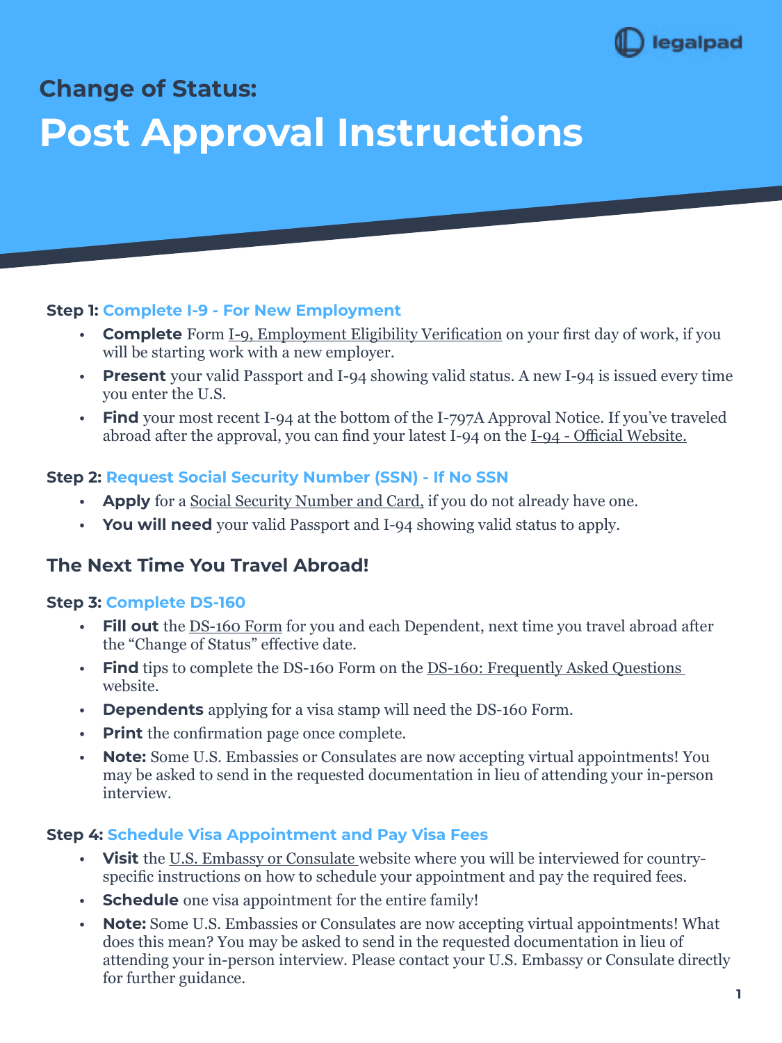## Change of Status:

# Post Approval Instructions

### Step 1: Complete I-9 - For New Employment

- **Complete** Form I-9, Employment Eligibility Verification on your first day of work, if you will be starting work with a new employer.
- **Present** your valid Passport and I-94 showing valid status. A new I-94 is issued every time you enter the U.S.
- **Find** your most recent I-94 at the bottom of the I-797A Approval Notice. If you've traveled abroad after the approval, you can find your latest I-94 on the I-94 - Official Website.

### Step 2: Request Social Security Number (SSN) - If No SSN

- **Apply** for a Social Security Number and Card, if you do not already have one.
- **You will need** your valid Passport and I-94 showing valid status to apply.

## The Next Time You Travel Abroad!

### Step 3: Complete DS-160

- **Fill out** the DS-160 Form for you and each Dependent, next time you travel abroad after the "Change of Status" effective date.
- **Find** tips to complete the DS-160 Form on the DS-160: Frequently Asked Questions website.
- **Dependents** applying for a visa stamp will need the DS-160 Form.
- **Print** the confirmation page once complete.
- **Note:** Some U.S. Embassies or Consulates are now accepting virtual appointments! You may be asked to send in the requested documentation in lieu of attending your in-person interview.

### Step 4: Schedule Visa Appointment and Pay Visa Fees

- **Visit** the U.S. Embassy or Consulate website where you will be interviewed for country-specific instructions on how to schedule your appointment and pay the required fees.
- **Schedule** one visa appointment for the entire family!
- **Note:** Some U.S. Embassies or Consulates are now accepting virtual appointments! What does this mean? You may be asked to send in the requested documentation in lieu of attending your in-person interview. Please contact your U.S. Embassy or Consulate directly for further guidance.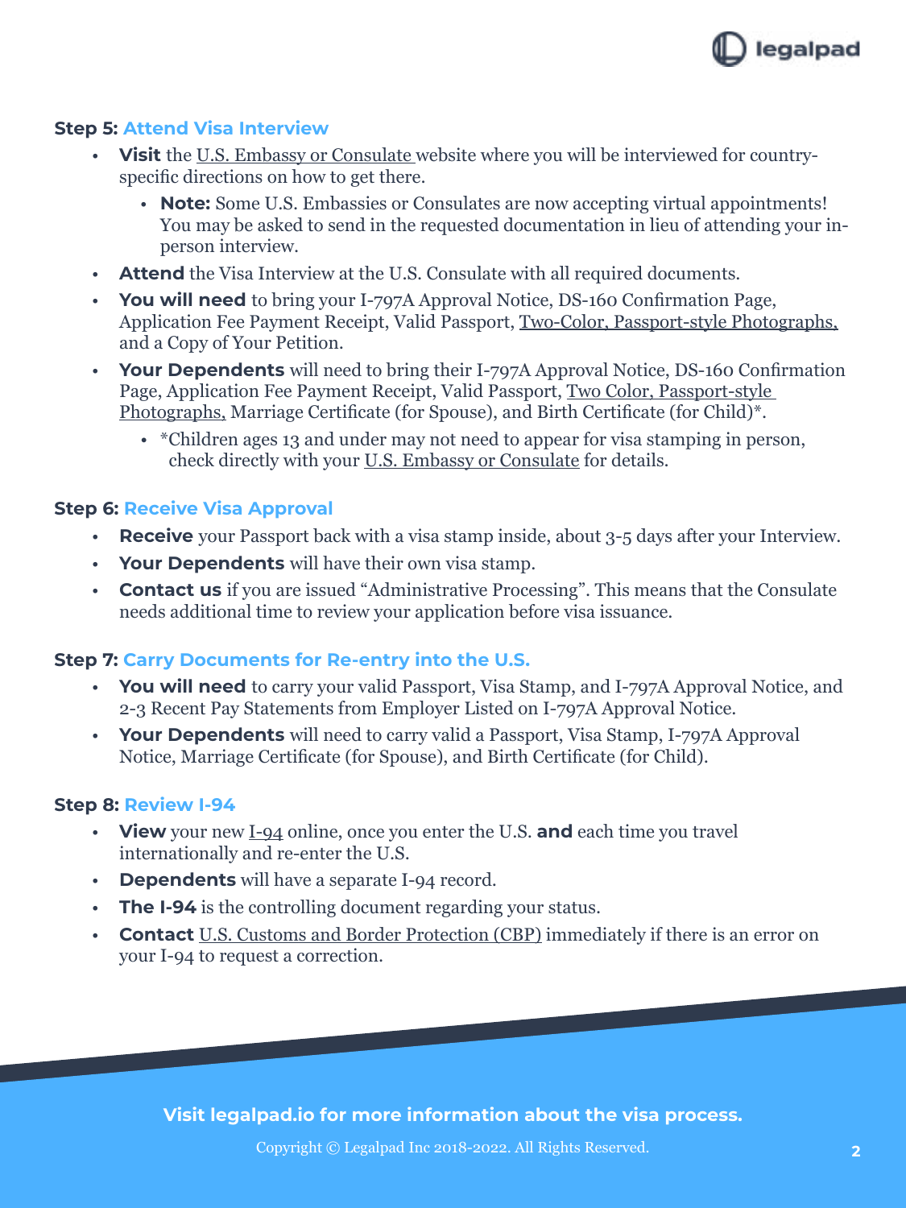### **Step 5:** Attend Visa Interview

- **Visit** the U.S. Embassy or Consulate website where you will be interviewed for country-specific directions on how to get there.
  - **Note:** Some U.S. Embassies or Consulates are now accepting virtual appointments! You may be asked to send in the requested documentation in lieu of attending your in-person interview.
- **Attend** the Visa Interview at the U.S. Consulate with all required documents.
- **You will need** to bring your I-797A Approval Notice, DS-160 Confirmation Page, Application Fee Payment Receipt, Valid Passport, Two-Color, Passport-style Photographs, and a Copy of Your Petition.
- **Your Dependents** will need to bring their I-797A Approval Notice, DS-160 Confirmation Page, Application Fee Payment Receipt, Valid Passport, Two Color, Passport-style Photographs, Marriage Certificate (for Spouse), and Birth Certificate (for Child)*.
  - *Children ages 13 and under may not need to appear for visa stamping in person, check directly with your U.S. Embassy or Consulate for details.

### **Step 6:** Receive Visa Approval

- **Receive** your Passport back with a visa stamp inside, about 3-5 days after your Interview.
- **Your Dependents** will have their own visa stamp.
- **Contact us** if you are issued "Administrative Processing". This means that the Consulate needs additional time to review your application before visa issuance.

### **Step 7:** Carry Documents for Re-entry into the U.S.

- **You will need** to carry your valid Passport, Visa Stamp, and I-797A Approval Notice, and 2-3 Recent Pay Statements from Employer Listed on I-797A Approval Notice.
- **Your Dependents** will need to carry valid a Passport, Visa Stamp, I-797A Approval Notice, Marriage Certificate (for Spouse), and Birth Certificate (for Child).

### **Step 8:** Review I-94

- **View** your new I-94 online, once you enter the U.S. **and** each time you travel internationally and re-enter the U.S.
- **Dependents** will have a separate I-94 record.
- **The I-94** is the controlling document regarding your status.
- **Contact** U.S. Customs and Border Protection (CBP) immediately if there is an error on your I-94 to request a correction.

**Visit legalpad.io for more information about the visa process.**

Copyright © Legalpad Inc 2018-2022. All Rights Reserved.